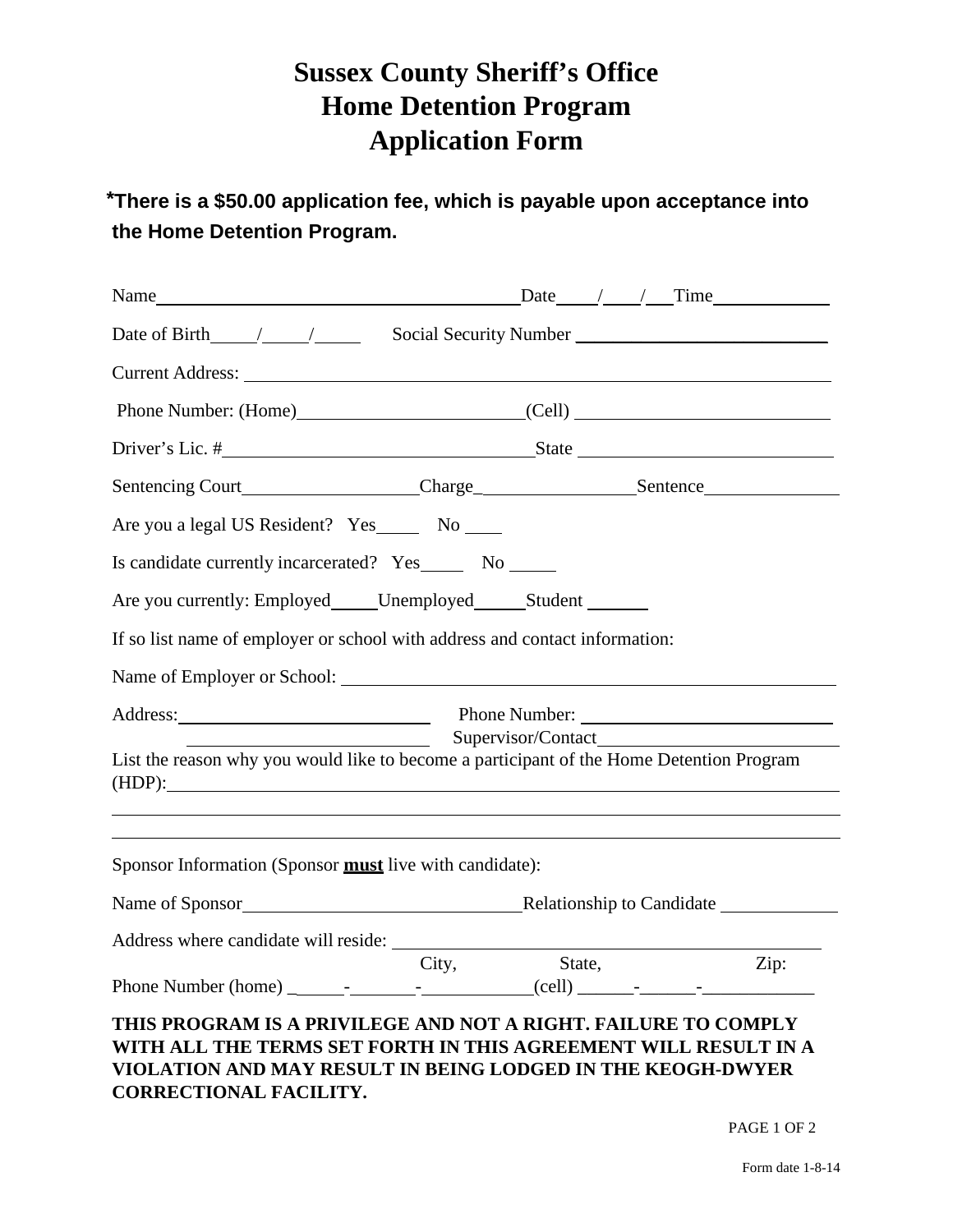# Sussex County Sheriff's Office
# Home Detention Program
# Application Form

***There is a $50.00 application fee, which is payable upon acceptance into the Home Detention Program.**

Name_______________________________________ Date____/____/___ Time____________

Date of Birth_____/_____/_____ Social Security Number ___________________________

Current Address: ______________________________________________________________

Phone Number: (Home)______________________ (Cell) ___________________________

Driver's Lic. #_________________________________ State ___________________________

Sentencing Court__________________ Charge_________________ Sentence______________

Are you a legal US Resident? Yes_____ No ____

Is candidate currently incarcerated? Yes_____ No _____

Are you currently: Employed_____ Unemployed_____ Student _______

If so list name of employer or school with address and contact information:

Name of Employer or School: ______________________________________________________

Address:___________________________ Phone Number: ___________________________

___________________________ Supervisor/Contact_______________________________

List the reason why you would like to become a participant of the Home Detention Program (HDP):______________________________________________________________________

__________________________________________________________________________________

__________________________________________________________________________________

Sponsor Information (Sponsor **must** live with candidate):

Name of Sponsor_______________________________ Relationship to Candidate ____________

Address where candidate will reside: _______________________________________________

City, State, Zip:

Phone Number (home) ______-_______-___________(cell) ______-______-____________

**THIS PROGRAM IS A PRIVILEGE AND NOT A RIGHT. FAILURE TO COMPLY WITH ALL THE TERMS SET FORTH IN THIS AGREEMENT WILL RESULT IN A VIOLATION AND MAY RESULT IN BEING LODGED IN THE KEOGH-DWYER CORRECTIONAL FACILITY.**

Form date 1-8-14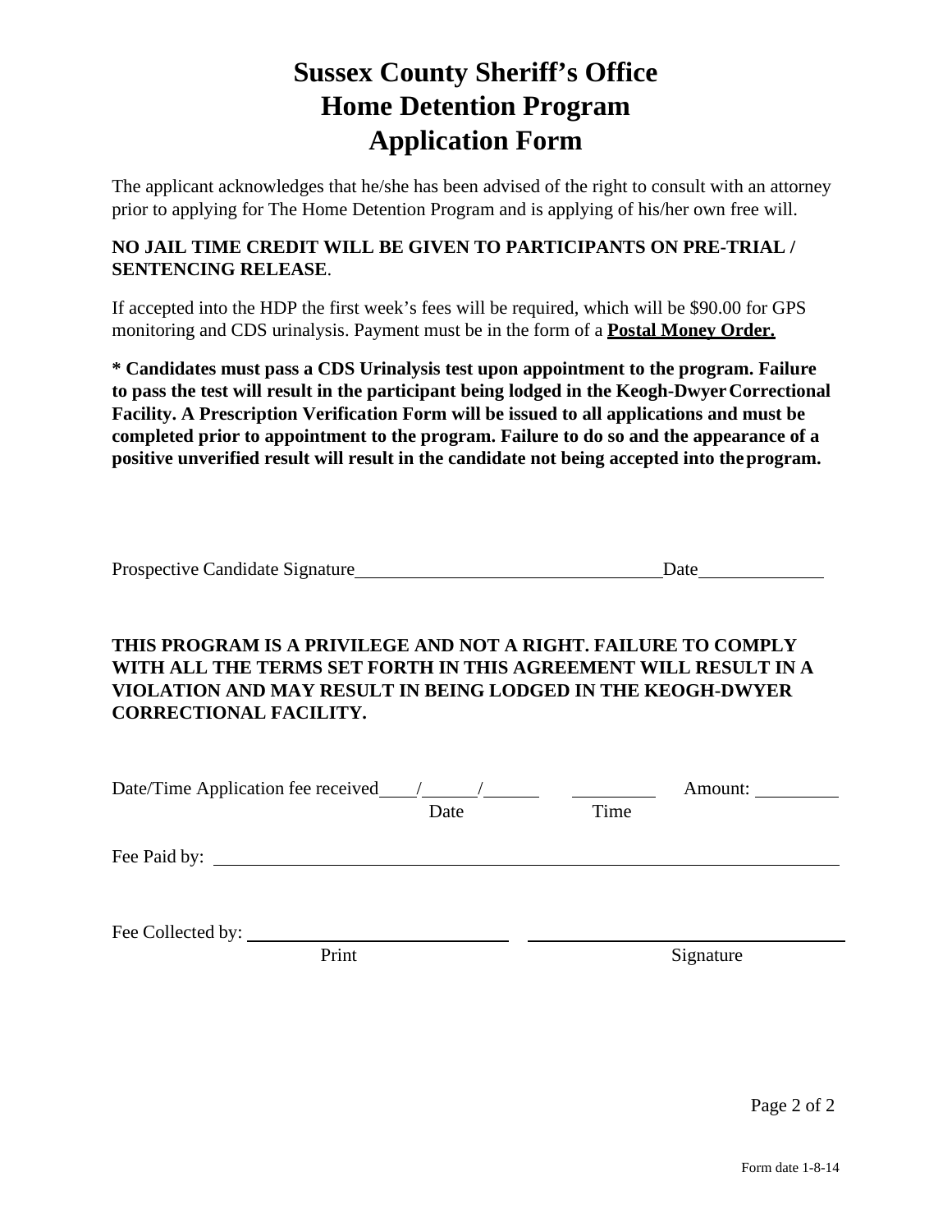# Sussex County Sheriff's Office
# Home Detention Program
# Application Form

The applicant acknowledges that he/she has been advised of the right to consult with an attorney prior to applying for The Home Detention Program and is applying of his/her own free will.

**NO JAIL TIME CREDIT WILL BE GIVEN TO PARTICIPANTS ON PRE-TRIAL / SENTENCING RELEASE**.

If accepted into the HDP the first week's fees will be required, which will be $90.00 for GPS monitoring and CDS urinalysis. Payment must be in the form of a **Postal Money Order.**

**\* Candidates must pass a CDS Urinalysis test upon appointment to the program. Failure to pass the test will result in the participant being lodged in the Keogh-Dwyer Correctional Facility. A Prescription Verification Form will be issued to all applications and must be completed prior to appointment to the program. Failure to do so and the appearance of a positive unverified result will result in the candidate not being accepted into the program.**

Prospective Candidate Signature\_\_\_\_\_\_\_\_\_\_\_\_\_\_\_\_\_\_\_\_\_\_\_\_\_\_\_\_\_\_\_\_ Date\_\_\_\_\_\_\_\_\_\_\_\_

**THIS PROGRAM IS A PRIVILEGE AND NOT A RIGHT. FAILURE TO COMPLY WITH ALL THE TERMS SET FORTH IN THIS AGREEMENT WILL RESULT IN A VIOLATION AND MAY RESULT IN BEING LODGED IN THE KEOGH-DWYER CORRECTIONAL FACILITY.**

Date/Time Application fee received \_\_\_/\_\_\_\_/\_\_\_\_ (Date) \_\_\_\_\_\_\_\_ (Time) Amount: \_\_\_\_\_\_\_\_

Fee Paid by: \_\_\_\_\_\_\_\_\_\_\_\_\_\_\_\_\_\_\_\_\_\_\_\_\_\_\_\_\_\_\_\_\_\_\_\_\_\_\_\_\_\_\_\_\_\_\_\_\_\_\_\_\_\_\_\_

Fee Collected by: \_\_\_\_\_\_\_\_\_\_\_\_\_\_\_\_\_\_\_\_\_\_\_\_ (Print) \_\_\_\_\_\_\_\_\_\_\_\_\_\_\_\_\_\_\_\_\_\_\_\_\_\_\_\_ (Signature)

Form date 1-8-14